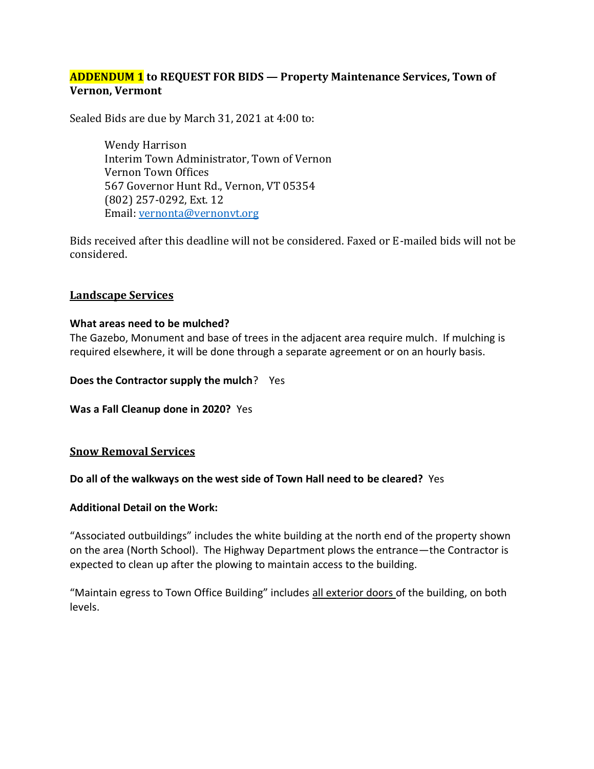**ADDENDUM 1 to REQUEST FOR BIDS — Property Maintenance Services, Town of Vernon, Vermont**

Sealed Bids are due by March 31, 2021 at 4:00 to:

> Wendy Harrison
> Interim Town Administrator, Town of Vernon
> Vernon Town Offices
> 567 Governor Hunt Rd., Vernon, VT 05354
> (802) 257-0292, Ext. 12
> Email: [vernonta@vernonvt.org](mailto:vernonta@vernonvt.org)

Bids received after this deadline will not be considered. Faxed or E-mailed bids will not be considered.

## Landscape Services

**What areas need to be mulched?**
The Gazebo, Monument and base of trees in the adjacent area require mulch. If mulching is required elsewhere, it will be done through a separate agreement or on an hourly basis.

**Does the Contractor supply the mulch**? Yes

**Was a Fall Cleanup done in 2020?** Yes

## Snow Removal Services

**Do all of the walkways on the west side of Town Hall need to be cleared?** Yes

**Additional Detail on the Work:**

"Associated outbuildings" includes the white building at the north end of the property shown on the area (North School). The Highway Department plows the entrance—the Contractor is expected to clean up after the plowing to maintain access to the building.

"Maintain egress to Town Office Building" includes all exterior doors of the building, on both levels.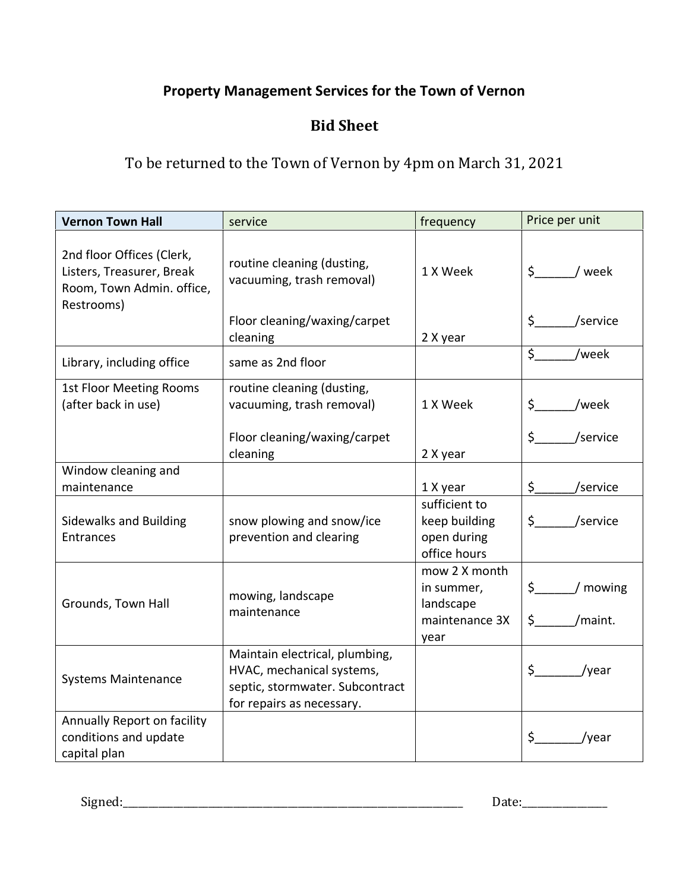**Property Management Services for the Town of Vernon**

**Bid Sheet**

To be returned to the Town of Vernon by 4pm on March 31, 2021

| **Vernon Town Hall** | service | frequency | Price per unit |
|---|---|---|---|
| 2nd floor Offices (Clerk, Listers, Treasurer, Break Room, Town Admin. office, Restrooms) | routine cleaning (dusting, vacuuming, trash removal)<br><br>Floor cleaning/waxing/carpet cleaning | 1 X Week<br><br>2 X year | $______/ week<br><br>$______/service |
| Library, including office | same as 2nd floor | | $______/week |
| 1st Floor Meeting Rooms (after back in use) | routine cleaning (dusting, vacuuming, trash removal)<br><br>Floor cleaning/waxing/carpet cleaning | 1 X Week<br><br>2 X year | $______/week<br><br>$______/service |
| Window cleaning and maintenance | | 1 X year | $______/service |
| Sidewalks and Building Entrances | snow plowing and snow/ice prevention and clearing | sufficient to keep building open during office hours | $______/service |
| Grounds, Town Hall | mowing, landscape maintenance | mow 2 X month in summer, landscape maintenance 3X year | $______/ mowing<br><br>$______/maint. |
| Systems Maintenance | Maintain electrical, plumbing, HVAC, mechanical systems, septic, stormwater. Subcontract for repairs as necessary. | | $_______/year |
| Annually Report on facility conditions and update capital plan | | | $_______/year |

Signed:_______________________________________________ Date:______________